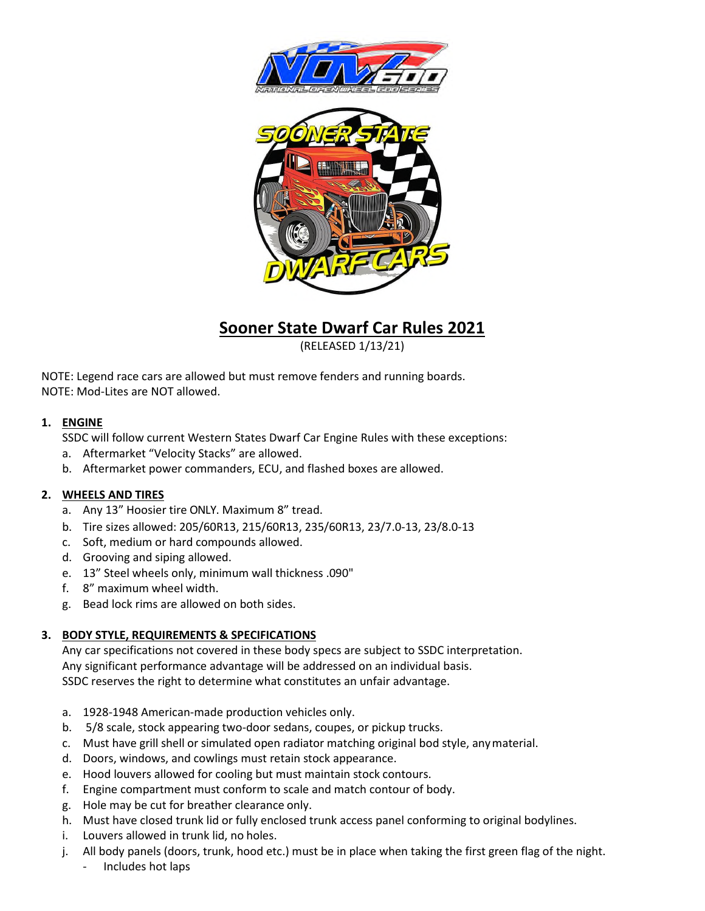# Sooner State Dwarf Car Rules 2021

(RELEASED 1/13/21)

NOTE: Legend race cars are allowed but must remove fenders and running boards.
NOTE: Mod-Lites are NOT allowed.

## 1. ENGINE

SSDC will follow current Western States Dwarf Car Engine Rules with these exceptions:

a. Aftermarket "Velocity Stacks" are allowed.
b. Aftermarket power commanders, ECU, and flashed boxes are allowed.

## 2. WHEELS AND TIRES

a. Any 13" Hoosier tire ONLY. Maximum 8" tread.
b. Tire sizes allowed: 205/60R13, 215/60R13, 235/60R13, 23/7.0-13, 23/8.0-13
c. Soft, medium or hard compounds allowed.
d. Grooving and siping allowed.
e. 13" Steel wheels only, minimum wall thickness .090"
f. 8" maximum wheel width.
g. Bead lock rims are allowed on both sides.

## 3. BODY STYLE, REQUIREMENTS & SPECIFICATIONS

Any car specifications not covered in these body specs are subject to SSDC interpretation.
Any significant performance advantage will be addressed on an individual basis.
SSDC reserves the right to determine what constitutes an unfair advantage.

a. 1928-1948 American-made production vehicles only.
b. 5/8 scale, stock appearing two-door sedans, coupes, or pickup trucks.
c. Must have grill shell or simulated open radiator matching original bod style, any material.
d. Doors, windows, and cowlings must retain stock appearance.
e. Hood louvers allowed for cooling but must maintain stock contours.
f. Engine compartment must conform to scale and match contour of body.
g. Hole may be cut for breather clearance only.
h. Must have closed trunk lid or fully enclosed trunk access panel conforming to original bodylines.
i. Louvers allowed in trunk lid, no holes.
j. All body panels (doors, trunk, hood etc.) must be in place when taking the first green flag of the night.
   - Includes hot laps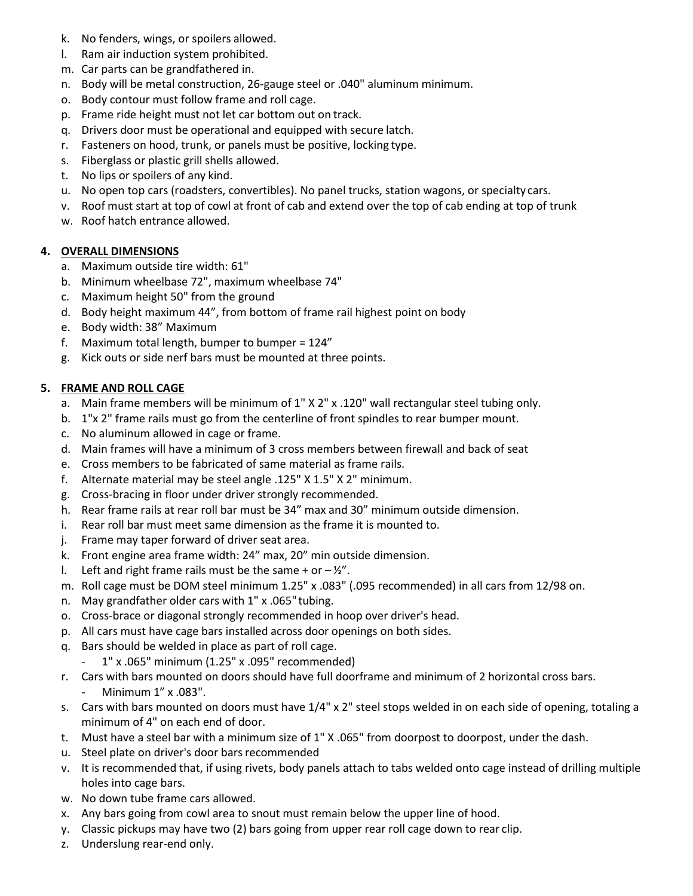k. No fenders, wings, or spoilers allowed.
l. Ram air induction system prohibited.
m. Car parts can be grandfathered in.
n. Body will be metal construction, 26-gauge steel or .040" aluminum minimum.
o. Body contour must follow frame and roll cage.
p. Frame ride height must not let car bottom out on track.
q. Drivers door must be operational and equipped with secure latch.
r. Fasteners on hood, trunk, or panels must be positive, locking type.
s. Fiberglass or plastic grill shells allowed.
t. No lips or spoilers of any kind.
u. No open top cars (roadsters, convertibles). No panel trucks, station wagons, or specialty cars.
v. Roof must start at top of cowl at front of cab and extend over the top of cab ending at top of trunk
w. Roof hatch entrance allowed.

## 4. OVERALL DIMENSIONS

a. Maximum outside tire width: 61"
b. Minimum wheelbase 72", maximum wheelbase 74"
c. Maximum height 50" from the ground
d. Body height maximum 44”, from bottom of frame rail highest point on body
e. Body width: 38” Maximum
f. Maximum total length, bumper to bumper = 124”
g. Kick outs or side nerf bars must be mounted at three points.

## 5. FRAME AND ROLL CAGE

a. Main frame members will be minimum of 1" X 2" x .120" wall rectangular steel tubing only.
b. 1"x 2" frame rails must go from the centerline of front spindles to rear bumper mount.
c. No aluminum allowed in cage or frame.
d. Main frames will have a minimum of 3 cross members between firewall and back of seat
e. Cross members to be fabricated of same material as frame rails.
f. Alternate material may be steel angle .125" X 1.5" X 2" minimum.
g. Cross-bracing in floor under driver strongly recommended.
h. Rear frame rails at rear roll bar must be 34” max and 30” minimum outside dimension.
i. Rear roll bar must meet same dimension as the frame it is mounted to.
j. Frame may taper forward of driver seat area.
k. Front engine area frame width: 24” max, 20” min outside dimension.
l. Left and right frame rails must be the same + or – ½”.
m. Roll cage must be DOM steel minimum 1.25" x .083" (.095 recommended) in all cars from 12/98 on.
n. May grandfather older cars with 1" x .065" tubing.
o. Cross-brace or diagonal strongly recommended in hoop over driver's head.
p. All cars must have cage bars installed across door openings on both sides.
q. Bars should be welded in place as part of roll cage.
   - 1" x .065" minimum (1.25" x .095" recommended)
r. Cars with bars mounted on doors should have full doorframe and minimum of 2 horizontal cross bars.
   - Minimum 1” x .083".
s. Cars with bars mounted on doors must have 1/4" x 2" steel stops welded in on each side of opening, totaling a minimum of 4" on each end of door.
t. Must have a steel bar with a minimum size of 1" X .065" from doorpost to doorpost, under the dash.
u. Steel plate on driver's door bars recommended
v. It is recommended that, if using rivets, body panels attach to tabs welded onto cage instead of drilling multiple holes into cage bars.
w. No down tube frame cars allowed.
x. Any bars going from cowl area to snout must remain below the upper line of hood.
y. Classic pickups may have two (2) bars going from upper rear roll cage down to rear clip.
z. Underslung rear-end only.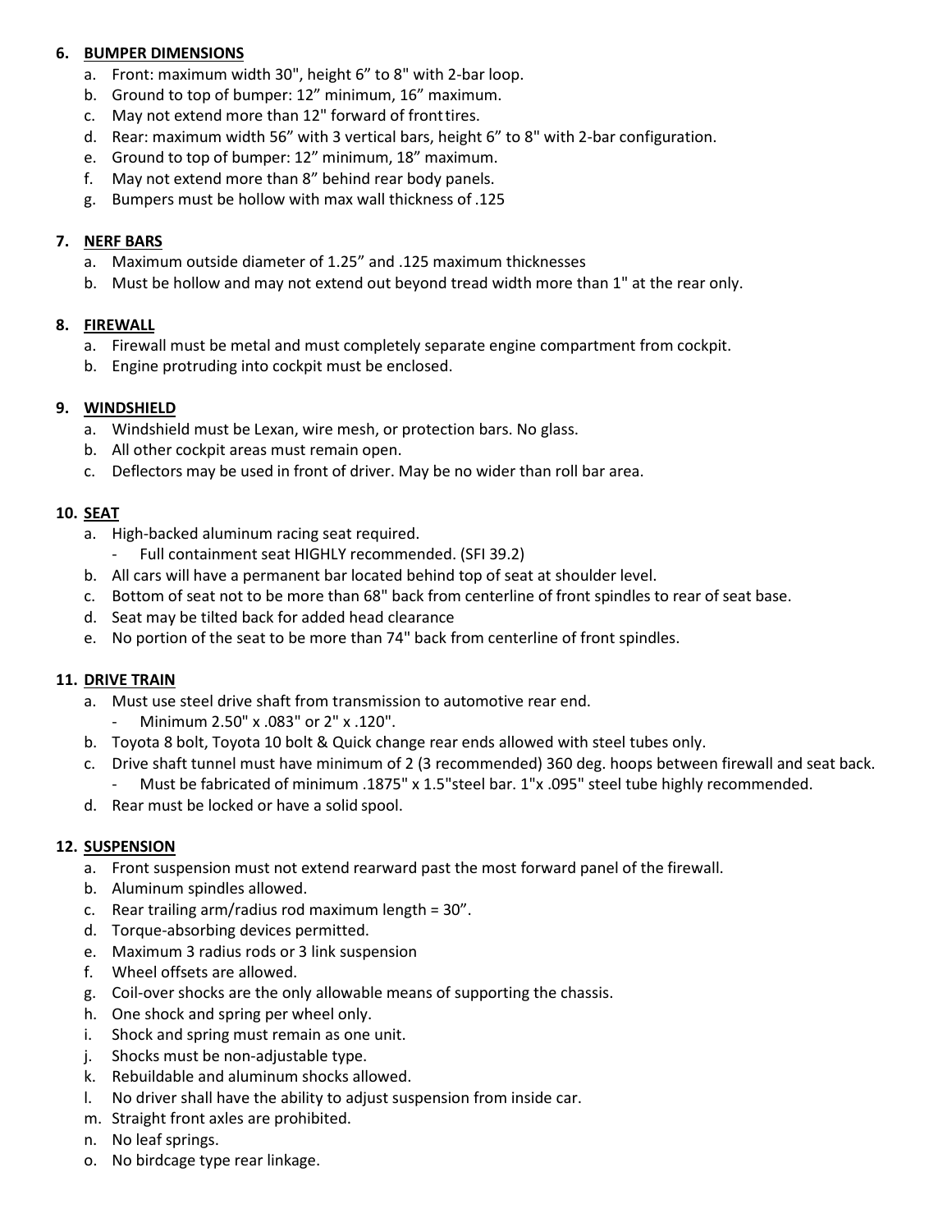6. **BUMPER DIMENSIONS**
    a. Front: maximum width 30", height 6" to 8" with 2-bar loop.
    b. Ground to top of bumper: 12" minimum, 16" maximum.
    c. May not extend more than 12" forward of front tires.
    d. Rear: maximum width 56" with 3 vertical bars, height 6" to 8" with 2-bar configuration.
    e. Ground to top of bumper: 12" minimum, 18" maximum.
    f. May not extend more than 8" behind rear body panels.
    g. Bumpers must be hollow with max wall thickness of .125

7. **NERF BARS**
    a. Maximum outside diameter of 1.25" and .125 maximum thicknesses
    b. Must be hollow and may not extend out beyond tread width more than 1" at the rear only.

8. **FIREWALL**
    a. Firewall must be metal and must completely separate engine compartment from cockpit.
    b. Engine protruding into cockpit must be enclosed.

9. **WINDSHIELD**
    a. Windshield must be Lexan, wire mesh, or protection bars. No glass.
    b. All other cockpit areas must remain open.
    c. Deflectors may be used in front of driver. May be no wider than roll bar area.

10. **SEAT**
    a. High-backed aluminum racing seat required.
        - Full containment seat HIGHLY recommended. (SFI 39.2)
    b. All cars will have a permanent bar located behind top of seat at shoulder level.
    c. Bottom of seat not to be more than 68" back from centerline of front spindles to rear of seat base.
    d. Seat may be tilted back for added head clearance
    e. No portion of the seat to be more than 74" back from centerline of front spindles.

11. **DRIVE TRAIN**
    a. Must use steel drive shaft from transmission to automotive rear end.
        - Minimum 2.50" x .083" or 2" x .120".
    b. Toyota 8 bolt, Toyota 10 bolt & Quick change rear ends allowed with steel tubes only.
    c. Drive shaft tunnel must have minimum of 2 (3 recommended) 360 deg. hoops between firewall and seat back.
        - Must be fabricated of minimum .1875" x 1.5"steel bar. 1"x .095" steel tube highly recommended.
    d. Rear must be locked or have a solid spool.

12. **SUSPENSION**
    a. Front suspension must not extend rearward past the most forward panel of the firewall.
    b. Aluminum spindles allowed.
    c. Rear trailing arm/radius rod maximum length = 30".
    d. Torque-absorbing devices permitted.
    e. Maximum 3 radius rods or 3 link suspension
    f. Wheel offsets are allowed.
    g. Coil-over shocks are the only allowable means of supporting the chassis.
    h. One shock and spring per wheel only.
    i. Shock and spring must remain as one unit.
    j. Shocks must be non-adjustable type.
    k. Rebuildable and aluminum shocks allowed.
    l. No driver shall have the ability to adjust suspension from inside car.
    m. Straight front axles are prohibited.
    n. No leaf springs.
    o. No birdcage type rear linkage.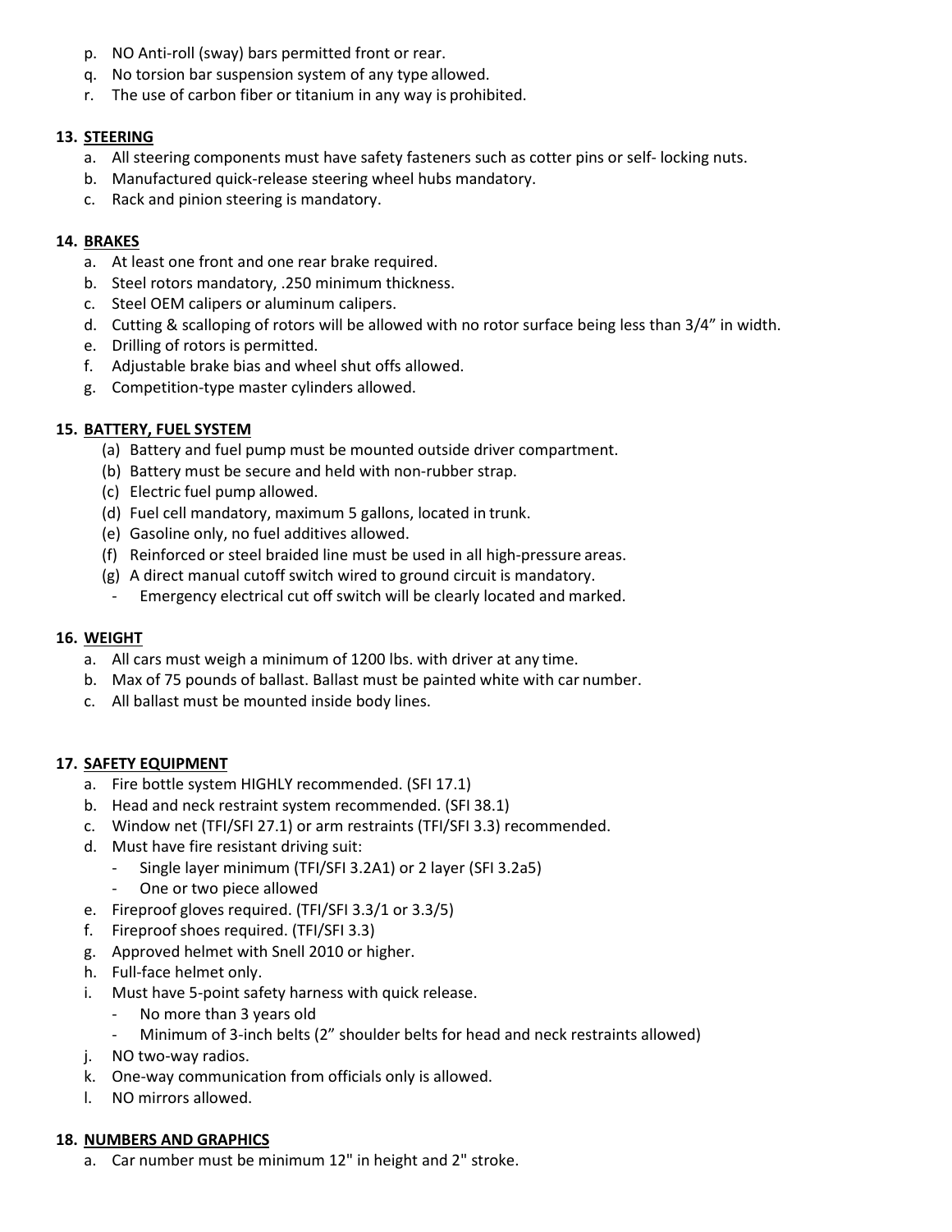p. NO Anti-roll (sway) bars permitted front or rear.
q. No torsion bar suspension system of any type allowed.
r. The use of carbon fiber or titanium in any way is prohibited.

**13. STEERING**

a. All steering components must have safety fasteners such as cotter pins or self- locking nuts.
b. Manufactured quick-release steering wheel hubs mandatory.
c. Rack and pinion steering is mandatory.

**14. BRAKES**

a. At least one front and one rear brake required.
b. Steel rotors mandatory, .250 minimum thickness.
c. Steel OEM calipers or aluminum calipers.
d. Cutting & scalloping of rotors will be allowed with no rotor surface being less than 3/4" in width.
e. Drilling of rotors is permitted.
f. Adjustable brake bias and wheel shut offs allowed.
g. Competition-type master cylinders allowed.

**15. BATTERY, FUEL SYSTEM**

(a) Battery and fuel pump must be mounted outside driver compartment.
(b) Battery must be secure and held with non-rubber strap.
(c) Electric fuel pump allowed.
(d) Fuel cell mandatory, maximum 5 gallons, located in trunk.
(e) Gasoline only, no fuel additives allowed.
(f) Reinforced or steel braided line must be used in all high-pressure areas.
(g) A direct manual cutoff switch wired to ground circuit is mandatory.
- Emergency electrical cut off switch will be clearly located and marked.

**16. WEIGHT**

a. All cars must weigh a minimum of 1200 lbs. with driver at any time.
b. Max of 75 pounds of ballast. Ballast must be painted white with car number.
c. All ballast must be mounted inside body lines.

**17. SAFETY EQUIPMENT**

a. Fire bottle system HIGHLY recommended. (SFI 17.1)
b. Head and neck restraint system recommended. (SFI 38.1)
c. Window net (TFI/SFI 27.1) or arm restraints (TFI/SFI 3.3) recommended.
d. Must have fire resistant driving suit:
   - Single layer minimum (TFI/SFI 3.2A1) or 2 layer (SFI 3.2a5)
   - One or two piece allowed
e. Fireproof gloves required. (TFI/SFI 3.3/1 or 3.3/5)
f. Fireproof shoes required. (TFI/SFI 3.3)
g. Approved helmet with Snell 2010 or higher.
h. Full-face helmet only.
i. Must have 5-point safety harness with quick release.
   - No more than 3 years old
   - Minimum of 3-inch belts (2" shoulder belts for head and neck restraints allowed)
j. NO two-way radios.
k. One-way communication from officials only is allowed.
l. NO mirrors allowed.

**18. NUMBERS AND GRAPHICS**

a. Car number must be minimum 12" in height and 2" stroke.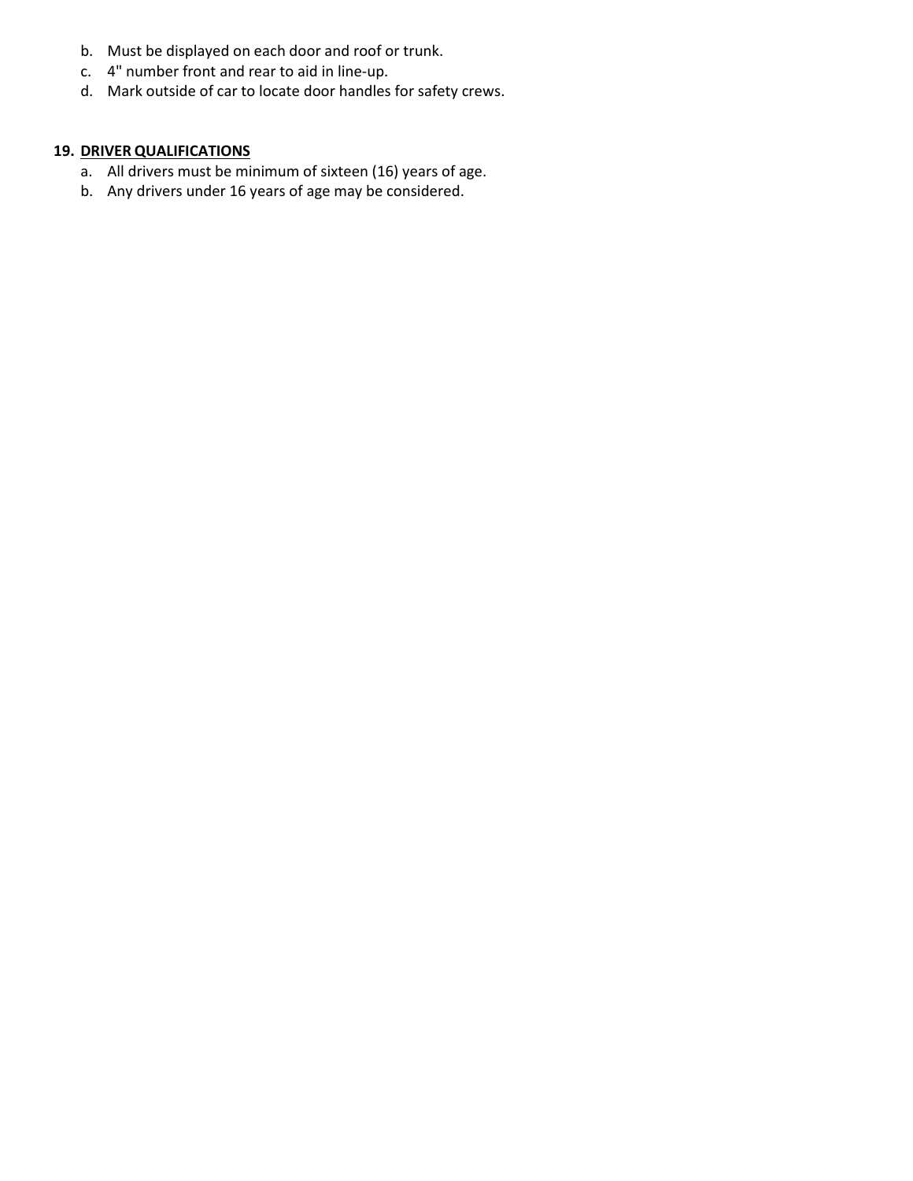b. Must be displayed on each door and roof or trunk.
c. 4" number front and rear to aid in line-up.
d. Mark outside of car to locate door handles for safety crews.

**19. DRIVER QUALIFICATIONS**

a. All drivers must be minimum of sixteen (16) years of age.
b. Any drivers under 16 years of age may be considered.